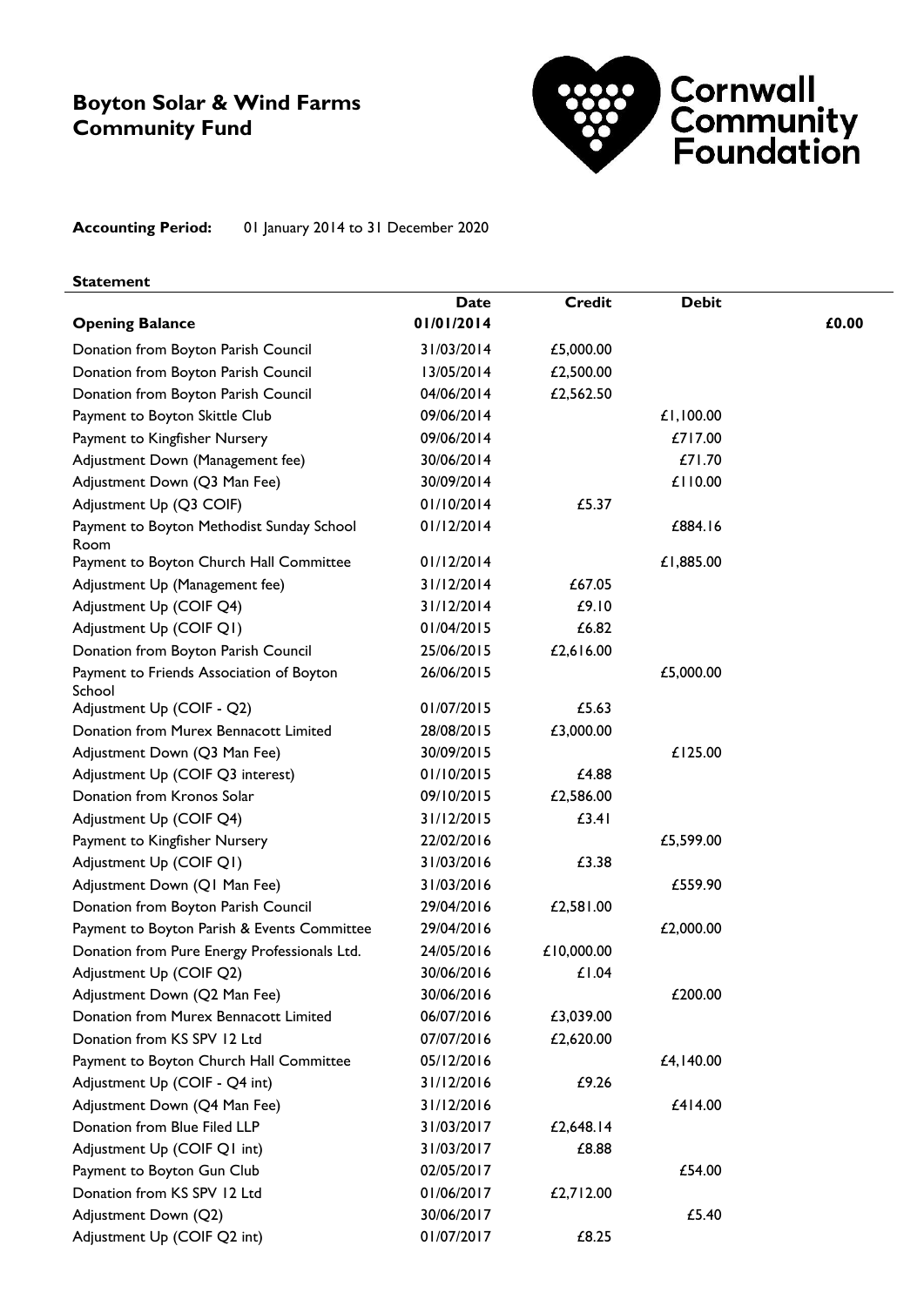# Boyton Solar & Wind Farms Community Fund

Cornwall Community Foundation

**Accounting Period:** 01 January 2014 to 31 December 2020

**Statement**

| | Date | Credit | Debit | |
|---|---|---|---|---|
| **Opening Balance** | **01/01/2014** | | | **£0.00** |
| Donation from Boyton Parish Council | 31/03/2014 | £5,000.00 | | |
| Donation from Boyton Parish Council | 13/05/2014 | £2,500.00 | | |
| Donation from Boyton Parish Council | 04/06/2014 | £2,562.50 | | |
| Payment to Boyton Skittle Club | 09/06/2014 | | £1,100.00 | |
| Payment to Kingfisher Nursery | 09/06/2014 | | £717.00 | |
| Adjustment Down (Management fee) | 30/06/2014 | | £71.70 | |
| Adjustment Down (Q3 Man Fee) | 30/09/2014 | | £110.00 | |
| Adjustment Up (Q3 COIF) | 01/10/2014 | £5.37 | | |
| Payment to Boyton Methodist Sunday School Room | 01/12/2014 | | £884.16 | |
| Payment to Boyton Church Hall Committee | 01/12/2014 | | £1,885.00 | |
| Adjustment Up (Management fee) | 31/12/2014 | £67.05 | | |
| Adjustment Up (COIF Q4) | 31/12/2014 | £9.10 | | |
| Adjustment Up (COIF Q1) | 01/04/2015 | £6.82 | | |
| Donation from Boyton Parish Council | 25/06/2015 | £2,616.00 | | |
| Payment to Friends Association of Boyton School | 26/06/2015 | | £5,000.00 | |
| Adjustment Up (COIF - Q2) | 01/07/2015 | £5.63 | | |
| Donation from Murex Bennacott Limited | 28/08/2015 | £3,000.00 | | |
| Adjustment Down (Q3 Man Fee) | 30/09/2015 | | £125.00 | |
| Adjustment Up (COIF Q3 interest) | 01/10/2015 | £4.88 | | |
| Donation from Kronos Solar | 09/10/2015 | £2,586.00 | | |
| Adjustment Up (COIF Q4) | 31/12/2015 | £3.41 | | |
| Payment to Kingfisher Nursery | 22/02/2016 | | £5,599.00 | |
| Adjustment Up (COIF Q1) | 31/03/2016 | £3.38 | | |
| Adjustment Down (Q1 Man Fee) | 31/03/2016 | | £559.90 | |
| Donation from Boyton Parish Council | 29/04/2016 | £2,581.00 | | |
| Payment to Boyton Parish & Events Committee | 29/04/2016 | | £2,000.00 | |
| Donation from Pure Energy Professionals Ltd. | 24/05/2016 | £10,000.00 | | |
| Adjustment Up (COIF Q2) | 30/06/2016 | £1.04 | | |
| Adjustment Down (Q2 Man Fee) | 30/06/2016 | | £200.00 | |
| Donation from Murex Bennacott Limited | 06/07/2016 | £3,039.00 | | |
| Donation from KS SPV 12 Ltd | 07/07/2016 | £2,620.00 | | |
| Payment to Boyton Church Hall Committee | 05/12/2016 | | £4,140.00 | |
| Adjustment Up (COIF - Q4 int) | 31/12/2016 | £9.26 | | |
| Adjustment Down (Q4 Man Fee) | 31/12/2016 | | £414.00 | |
| Donation from Blue Filed LLP | 31/03/2017 | £2,648.14 | | |
| Adjustment Up (COIF Q1 int) | 31/03/2017 | £8.88 | | |
| Payment to Boyton Gun Club | 02/05/2017 | | £54.00 | |
| Donation from KS SPV 12 Ltd | 01/06/2017 | £2,712.00 | | |
| Adjustment Down (Q2) | 30/06/2017 | | £5.40 | |
| Adjustment Up (COIF Q2 int) | 01/07/2017 | £8.25 | | |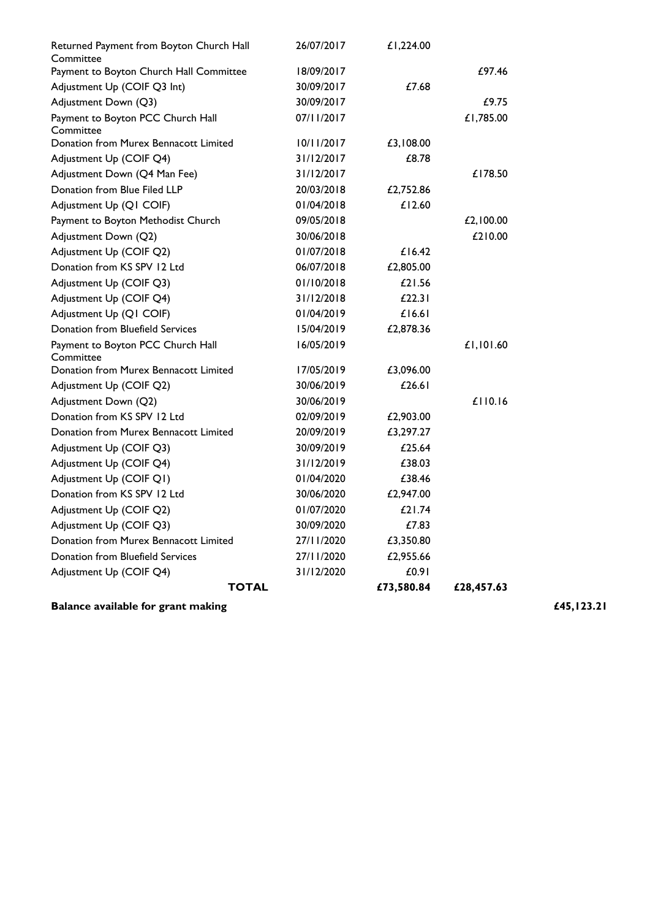| | | | | |
|---|---|---|---|---|
| Returned Payment from Boyton Church Hall Committee | 26/07/2017 | £1,224.00 | | |
| Payment to Boyton Church Hall Committee | 18/09/2017 | | £97.46 | |
| Adjustment Up (COIF Q3 Int) | 30/09/2017 | £7.68 | | |
| Adjustment Down (Q3) | 30/09/2017 | | £9.75 | |
| Payment to Boyton PCC Church Hall Committee | 07/11/2017 | | £1,785.00 | |
| Donation from Murex Bennacott Limited | 10/11/2017 | £3,108.00 | | |
| Adjustment Up (COIF Q4) | 31/12/2017 | £8.78 | | |
| Adjustment Down (Q4 Man Fee) | 31/12/2017 | | £178.50 | |
| Donation from Blue Filed LLP | 20/03/2018 | £2,752.86 | | |
| Adjustment Up (Q1 COIF) | 01/04/2018 | £12.60 | | |
| Payment to Boyton Methodist Church | 09/05/2018 | | £2,100.00 | |
| Adjustment Down (Q2) | 30/06/2018 | | £210.00 | |
| Adjustment Up (COIF Q2) | 01/07/2018 | £16.42 | | |
| Donation from KS SPV 12 Ltd | 06/07/2018 | £2,805.00 | | |
| Adjustment Up (COIF Q3) | 01/10/2018 | £21.56 | | |
| Adjustment Up (COIF Q4) | 31/12/2018 | £22.31 | | |
| Adjustment Up (Q1 COIF) | 01/04/2019 | £16.61 | | |
| Donation from Bluefield Services | 15/04/2019 | £2,878.36 | | |
| Payment to Boyton PCC Church Hall Committee | 16/05/2019 | | £1,101.60 | |
| Donation from Murex Bennacott Limited | 17/05/2019 | £3,096.00 | | |
| Adjustment Up (COIF Q2) | 30/06/2019 | £26.61 | | |
| Adjustment Down (Q2) | 30/06/2019 | | £110.16 | |
| Donation from KS SPV 12 Ltd | 02/09/2019 | £2,903.00 | | |
| Donation from Murex Bennacott Limited | 20/09/2019 | £3,297.27 | | |
| Adjustment Up (COIF Q3) | 30/09/2019 | £25.64 | | |
| Adjustment Up (COIF Q4) | 31/12/2019 | £38.03 | | |
| Adjustment Up (COIF Q1) | 01/04/2020 | £38.46 | | |
| Donation from KS SPV 12 Ltd | 30/06/2020 | £2,947.00 | | |
| Adjustment Up (COIF Q2) | 01/07/2020 | £21.74 | | |
| Adjustment Up (COIF Q3) | 30/09/2020 | £7.83 | | |
| Donation from Murex Bennacott Limited | 27/11/2020 | £3,350.80 | | |
| Donation from Bluefield Services | 27/11/2020 | £2,955.66 | | |
| Adjustment Up (COIF Q4) | 31/12/2020 | £0.91 | | |
| **TOTAL** | | **£73,580.84** | **£28,457.63** | |
| **Balance available for grant making** | | | | **£45,123.21** |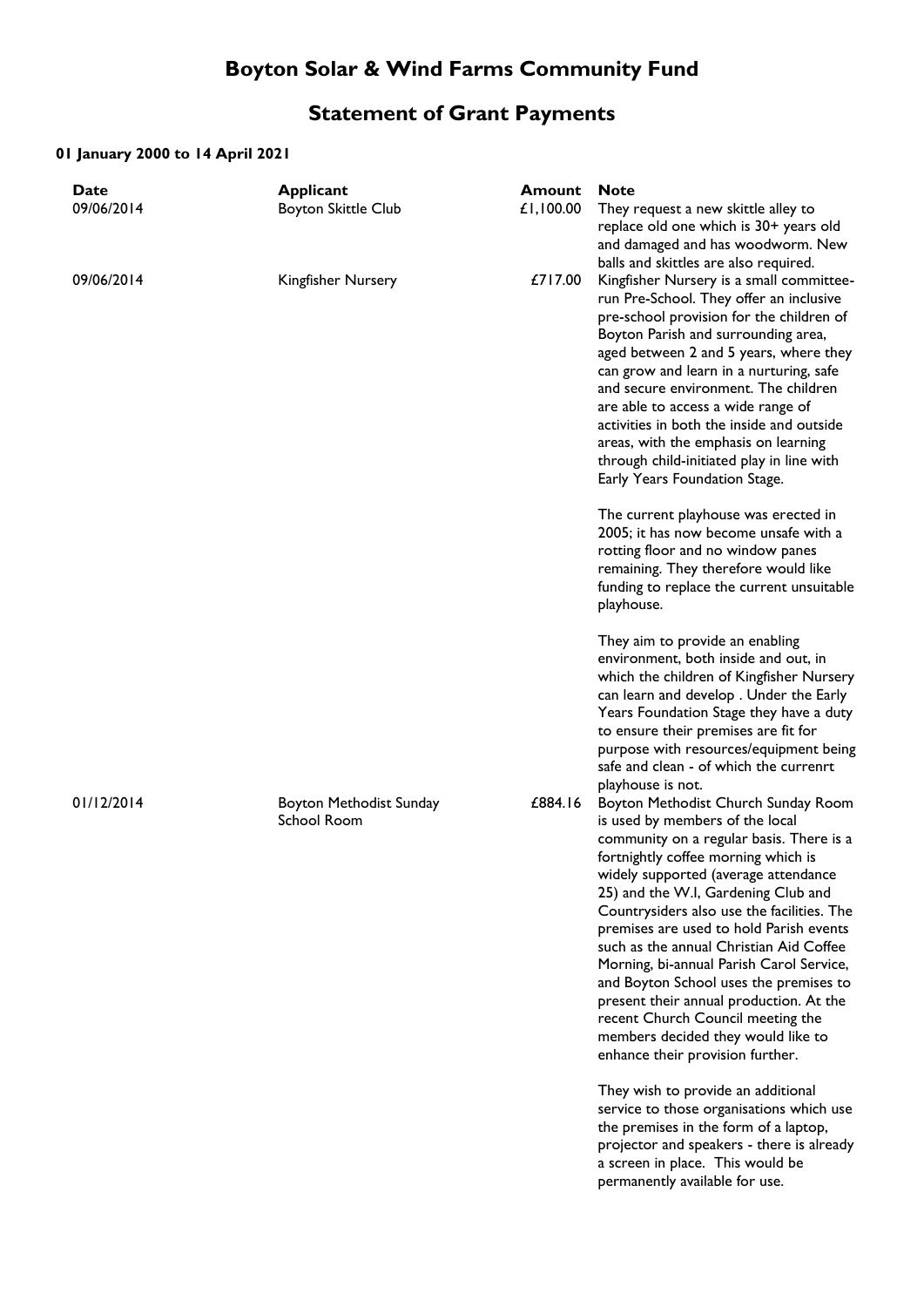# Boyton Solar & Wind Farms Community Fund

## Statement of Grant Payments

**01 January 2000 to 14 April 2021**

| Date | Applicant | Amount | Note |
|---|---|---|---|
| 09/06/2014 | Boyton Skittle Club | £1,100.00 | They request a new skittle alley to replace old one which is 30+ years old and damaged and has woodworm. New balls and skittles are also required. |
| 09/06/2014 | Kingfisher Nursery | £717.00 | Kingfisher Nursery is a small committee-run Pre-School. They offer an inclusive pre-school provision for the children of Boyton Parish and surrounding area, aged between 2 and 5 years, where they can grow and learn in a nurturing, safe and secure environment. The children are able to access a wide range of activities in both the inside and outside areas, with the emphasis on learning through child-initiated play in line with Early Years Foundation Stage.<br><br>The current playhouse was erected in 2005; it has now become unsafe with a rotting floor and no window panes remaining. They therefore would like funding to replace the current unsuitable playhouse.<br><br>They aim to provide an enabling environment, both inside and out, in which the children of Kingfisher Nursery can learn and develop . Under the Early Years Foundation Stage they have a duty to ensure their premises are fit for purpose with resources/equipment being safe and clean - of which the currenrt playhouse is not. |
| 01/12/2014 | Boyton Methodist Sunday School Room | £884.16 | Boyton Methodist Church Sunday Room is used by members of the local community on a regular basis. There is a fortnightly coffee morning which is widely supported (average attendance 25) and the W.I, Gardening Club and Countrysiders also use the facilities. The premises are used to hold Parish events such as the annual Christian Aid Coffee Morning, bi-annual Parish Carol Service, and Boyton School uses the premises to present their annual production. At the recent Church Council meeting the members decided they would like to enhance their provision further.<br><br>They wish to provide an additional service to those organisations which use the premises in the form of a laptop, projector and speakers - there is already a screen in place. This would be permanently available for use. |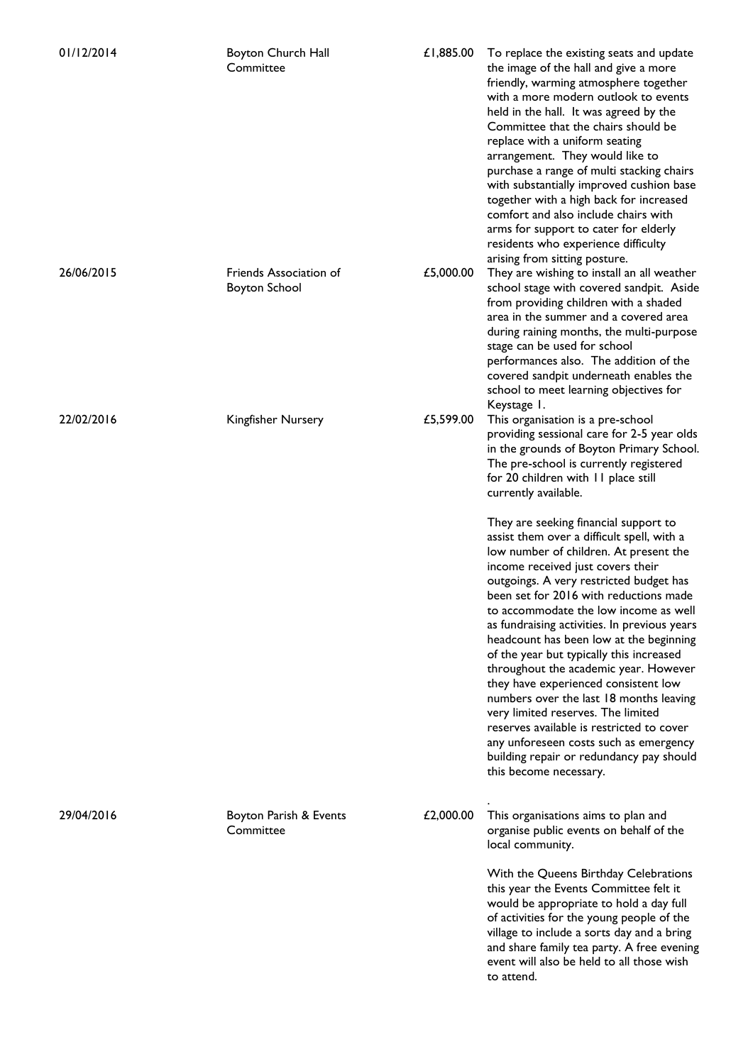| | | | |
|---|---|---|---|
| 01/12/2014 | Boyton Church Hall Committee | £1,885.00 | To replace the existing seats and update the image of the hall and give a more friendly, warming atmosphere together with a more modern outlook to events held in the hall. It was agreed by the Committee that the chairs should be replace with a uniform seating arrangement. They would like to purchase a range of multi stacking chairs with substantially improved cushion base together with a high back for increased comfort and also include chairs with arms for support to cater for elderly residents who experience difficulty arising from sitting posture. |
| 26/06/2015 | Friends Association of Boyton School | £5,000.00 | They are wishing to install an all weather school stage with covered sandpit. Aside from providing children with a shaded area in the summer and a covered area during raining months, the multi-purpose stage can be used for school performances also. The addition of the covered sandpit underneath enables the school to meet learning objectives for Keystage 1. |
| 22/02/2016 | Kingfisher Nursery | £5,599.00 | This organisation is a pre-school providing sessional care for 2-5 year olds in the grounds of Boyton Primary School. The pre-school is currently registered for 20 children with 11 place still currently available.<br><br>They are seeking financial support to assist them over a difficult spell, with a low number of children. At present the income received just covers their outgoings. A very restricted budget has been set for 2016 with reductions made to accommodate the low income as well as fundraising activities. In previous years headcount has been low at the beginning of the year but typically this increased throughout the academic year. However they have experienced consistent low numbers over the last 18 months leaving very limited reserves. The limited reserves available is restricted to cover any unforeseen costs such as emergency building repair or redundancy pay should this become necessary.<br><br>. |
| 29/04/2016 | Boyton Parish & Events Committee | £2,000.00 | This organisations aims to plan and organise public events on behalf of the local community.<br><br>With the Queens Birthday Celebrations this year the Events Committee felt it would be appropriate to hold a day full of activities for the young people of the village to include a sorts day and a bring and share family tea party. A free evening event will also be held to all those wish to attend. |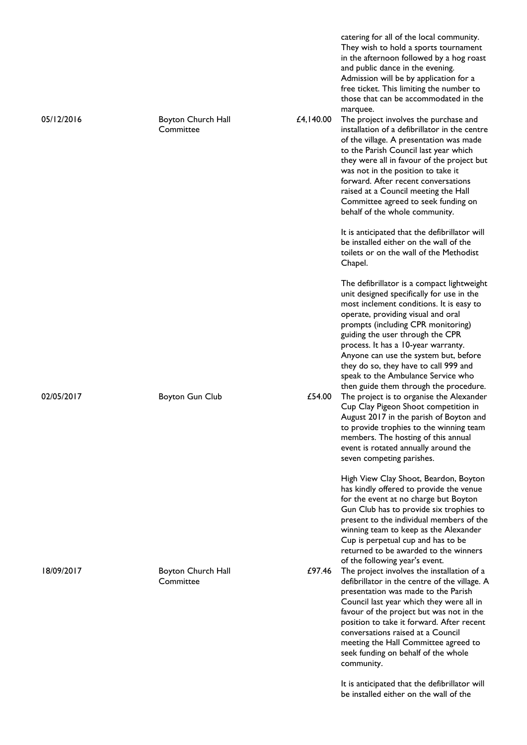| | | | |
|---|---|---|---|
| | | | catering for all of the local community. They wish to hold a sports tournament in the afternoon followed by a hog roast and public dance in the evening. Admission will be by application for a free ticket. This limiting the number to those that can be accommodated in the marquee. |
| 05/12/2016 | Boyton Church Hall Committee | £4,140.00 | The project involves the purchase and installation of a defibrillator in the centre of the village. A presentation was made to the Parish Council last year which they were all in favour of the project but was not in the position to take it forward. After recent conversations raised at a Council meeting the Hall Committee agreed to seek funding on behalf of the whole community.<br><br>It is anticipated that the defibrillator will be installed either on the wall of the toilets or on the wall of the Methodist Chapel.<br><br>The defibrillator is a compact lightweight unit designed specifically for use in the most inclement conditions. It is easy to operate, providing visual and oral prompts (including CPR monitoring) guiding the user through the CPR process. It has a 10-year warranty. Anyone can use the system but, before they do so, they have to call 999 and speak to the Ambulance Service who then guide them through the procedure. |
| 02/05/2017 | Boyton Gun Club | £54.00 | The project is to organise the Alexander Cup Clay Pigeon Shoot competition in August 2017 in the parish of Boyton and to provide trophies to the winning team members. The hosting of this annual event is rotated annually around the seven competing parishes.<br><br>High View Clay Shoot, Beardon, Boyton has kindly offered to provide the venue for the event at no charge but Boyton Gun Club has to provide six trophies to present to the individual members of the winning team to keep as the Alexander Cup is perpetual cup and has to be returned to be awarded to the winners of the following year's event. |
| 18/09/2017 | Boyton Church Hall Committee | £97.46 | The project involves the installation of a defibrillator in the centre of the village. A presentation was made to the Parish Council last year which they were all in favour of the project but was not in the position to take it forward. After recent conversations raised at a Council meeting the Hall Committee agreed to seek funding on behalf of the whole community.<br><br>It is anticipated that the defibrillator will be installed either on the wall of the |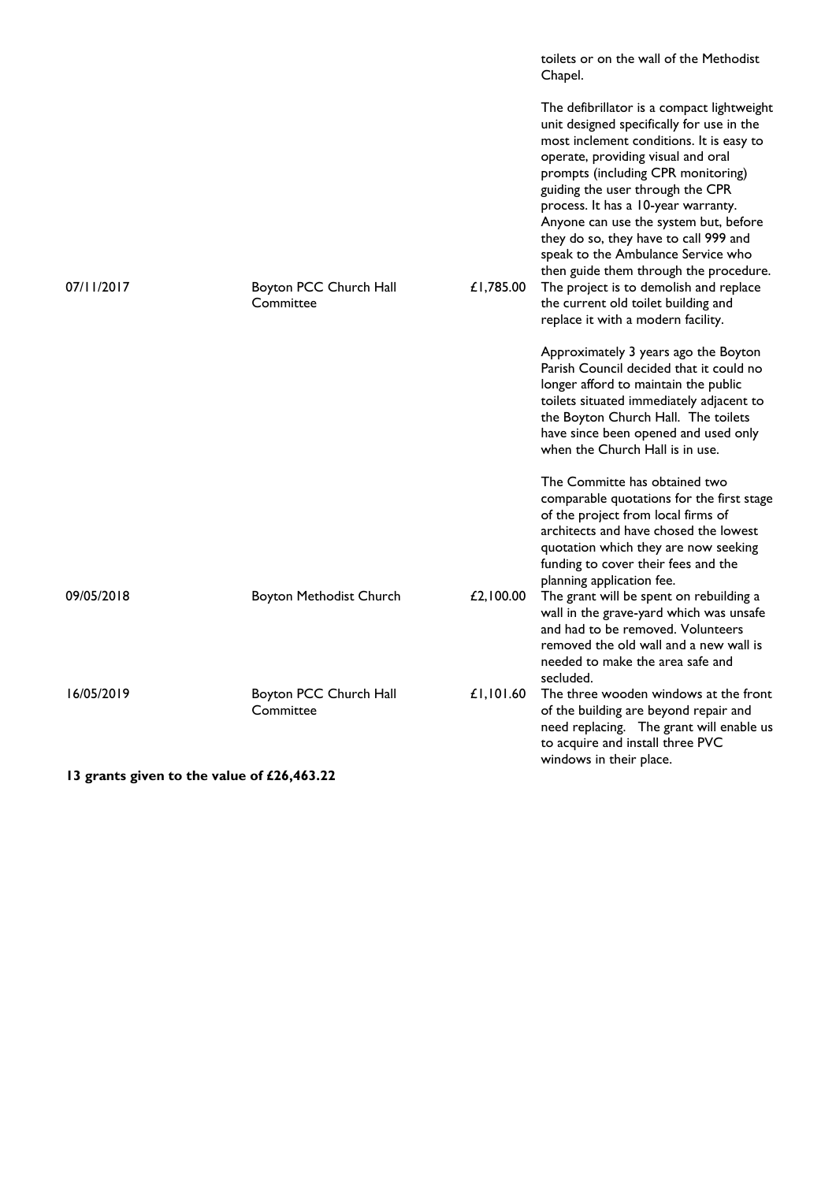| | | | |
|---|---|---|---|
| | | | toilets or on the wall of the Methodist Chapel.<br><br>The defibrillator is a compact lightweight unit designed specifically for use in the most inclement conditions. It is easy to operate, providing visual and oral prompts (including CPR monitoring) guiding the user through the CPR process. It has a 10-year warranty. Anyone can use the system but, before they do so, they have to call 999 and speak to the Ambulance Service who then guide them through the procedure. |
| 07/11/2017 | Boyton PCC Church Hall Committee | £1,785.00 | The project is to demolish and replace the current old toilet building and replace it with a modern facility.<br><br>Approximately 3 years ago the Boyton Parish Council decided that it could no longer afford to maintain the public toilets situated immediately adjacent to the Boyton Church Hall. The toilets have since been opened and used only when the Church Hall is in use.<br><br>The Committe has obtained two comparable quotations for the first stage of the project from local firms of architects and have chosed the lowest quotation which they are now seeking funding to cover their fees and the planning application fee. |
| 09/05/2018 | Boyton Methodist Church | £2,100.00 | The grant will be spent on rebuilding a wall in the grave-yard which was unsafe and had to be removed. Volunteers removed the old wall and a new wall is needed to make the area safe and secluded. |
| 16/05/2019 | Boyton PCC Church Hall Committee | £1,101.60 | The three wooden windows at the front of the building are beyond repair and need replacing. The grant will enable us to acquire and install three PVC windows in their place. |

**13 grants given to the value of £26,463.22**